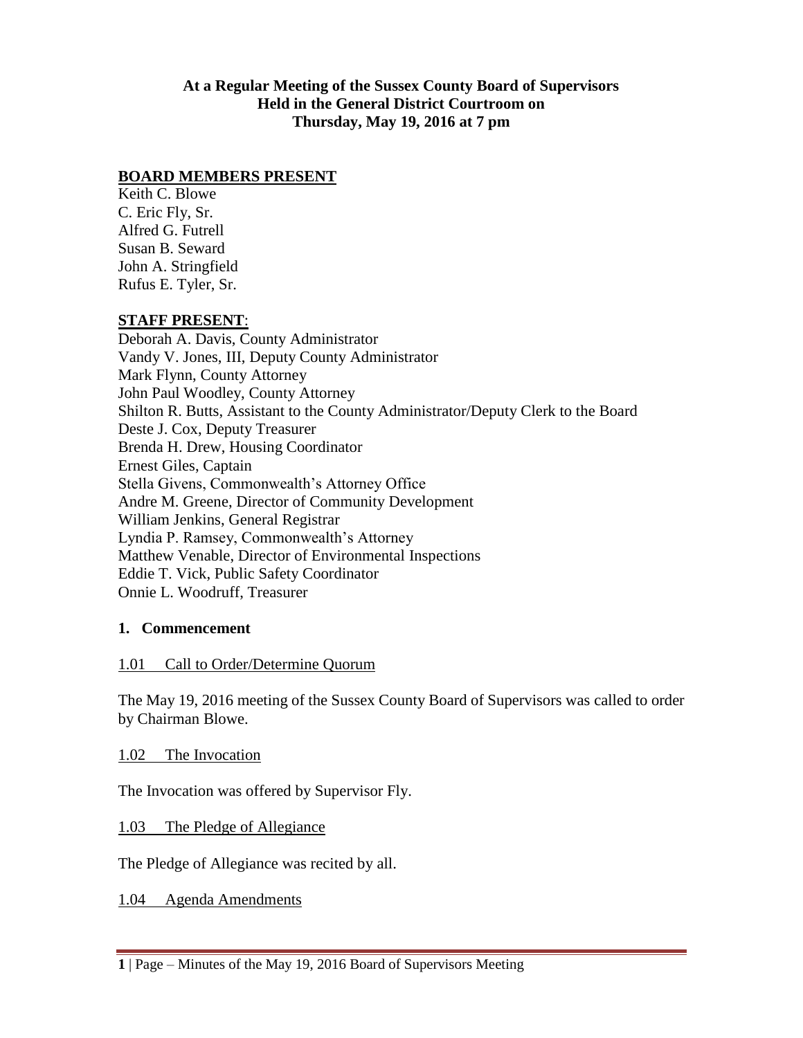**At a Regular Meeting of the Sussex County Board of Supervisors**
**Held in the General District Courtroom on**
**Thursday, May 19, 2016 at 7 pm**

**BOARD MEMBERS PRESENT**

Keith C. Blowe
C. Eric Fly, Sr.
Alfred G. Futrell
Susan B. Seward
John A. Stringfield
Rufus E. Tyler, Sr.

**STAFF PRESENT**:

Deborah A. Davis, County Administrator
Vandy V. Jones, III, Deputy County Administrator
Mark Flynn, County Attorney
John Paul Woodley, County Attorney
Shilton R. Butts, Assistant to the County Administrator/Deputy Clerk to the Board
Deste J. Cox, Deputy Treasurer
Brenda H. Drew, Housing Coordinator
Ernest Giles, Captain
Stella Givens, Commonwealth's Attorney Office
Andre M. Greene, Director of Community Development
William Jenkins, General Registrar
Lyndia P. Ramsey, Commonwealth's Attorney
Matthew Venable, Director of Environmental Inspections
Eddie T. Vick, Public Safety Coordinator
Onnie L. Woodruff, Treasurer

## 1. Commencement

1.01 Call to Order/Determine Quorum

The May 19, 2016 meeting of the Sussex County Board of Supervisors was called to order by Chairman Blowe.

1.02 The Invocation

The Invocation was offered by Supervisor Fly.

1.03 The Pledge of Allegiance

The Pledge of Allegiance was recited by all.

1.04 Agenda Amendments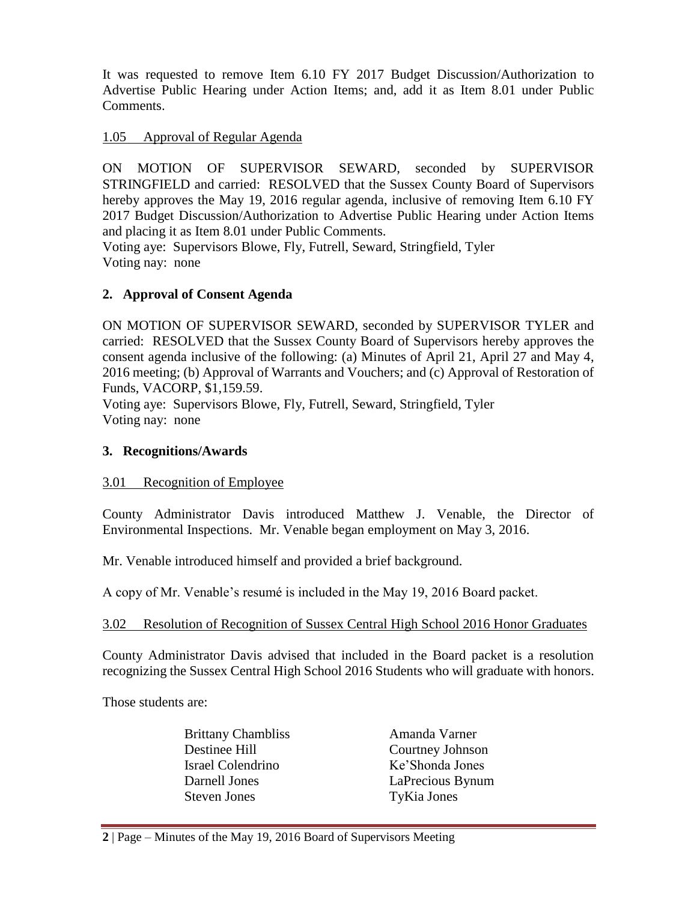It was requested to remove Item 6.10 FY 2017 Budget Discussion/Authorization to Advertise Public Hearing under Action Items; and, add it as Item 8.01 under Public Comments.

1.05 Approval of Regular Agenda

ON MOTION OF SUPERVISOR SEWARD, seconded by SUPERVISOR STRINGFIELD and carried: RESOLVED that the Sussex County Board of Supervisors hereby approves the May 19, 2016 regular agenda, inclusive of removing Item 6.10 FY 2017 Budget Discussion/Authorization to Advertise Public Hearing under Action Items and placing it as Item 8.01 under Public Comments.
Voting aye: Supervisors Blowe, Fly, Futrell, Seward, Stringfield, Tyler
Voting nay: none

## 2. Approval of Consent Agenda

ON MOTION OF SUPERVISOR SEWARD, seconded by SUPERVISOR TYLER and carried: RESOLVED that the Sussex County Board of Supervisors hereby approves the consent agenda inclusive of the following: (a) Minutes of April 21, April 27 and May 4, 2016 meeting; (b) Approval of Warrants and Vouchers; and (c) Approval of Restoration of Funds, VACORP, $1,159.59.
Voting aye: Supervisors Blowe, Fly, Futrell, Seward, Stringfield, Tyler
Voting nay: none

## 3. Recognitions/Awards

3.01 Recognition of Employee

County Administrator Davis introduced Matthew J. Venable, the Director of Environmental Inspections. Mr. Venable began employment on May 3, 2016.

Mr. Venable introduced himself and provided a brief background.

A copy of Mr. Venable's resumé is included in the May 19, 2016 Board packet.

3.02 Resolution of Recognition of Sussex Central High School 2016 Honor Graduates

County Administrator Davis advised that included in the Board packet is a resolution recognizing the Sussex Central High School 2016 Students who will graduate with honors.

Those students are:

Brittany Chambliss
Destinee Hill
Israel Colendrino
Darnell Jones
Steven Jones
Amanda Varner
Courtney Johnson
Ke'Shonda Jones
LaPrecious Bynum
TyKia Jones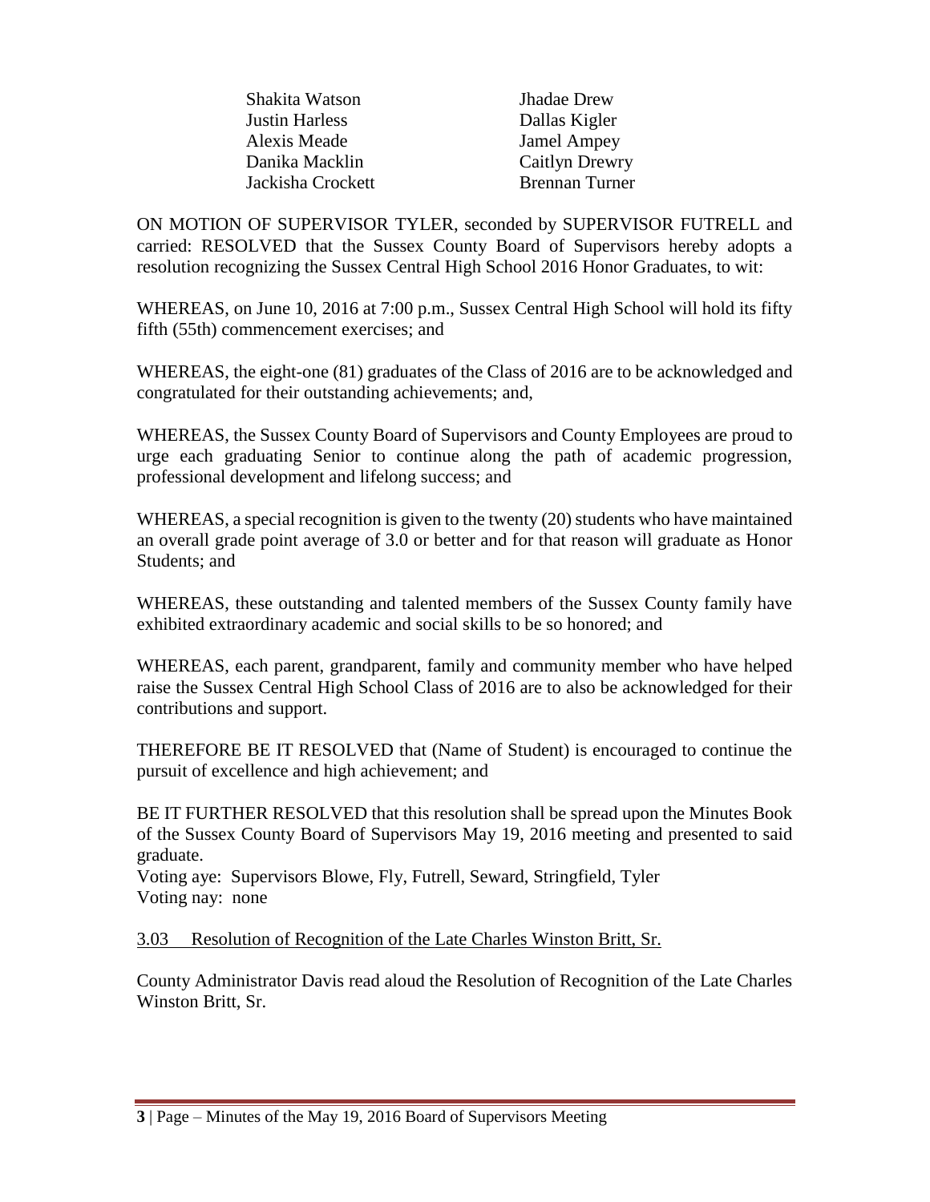| | |
|---|---|
| Shakita Watson | Jhadae Drew |
| Justin Harless | Dallas Kigler |
| Alexis Meade | Jamel Ampey |
| Danika Macklin | Caitlyn Drewry |
| Jackisha Crockett | Brennan Turner |

ON MOTION OF SUPERVISOR TYLER, seconded by SUPERVISOR FUTRELL and carried: RESOLVED that the Sussex County Board of Supervisors hereby adopts a resolution recognizing the Sussex Central High School 2016 Honor Graduates, to wit:

WHEREAS, on June 10, 2016 at 7:00 p.m., Sussex Central High School will hold its fifty fifth (55th) commencement exercises; and

WHEREAS, the eight-one (81) graduates of the Class of 2016 are to be acknowledged and congratulated for their outstanding achievements; and,

WHEREAS, the Sussex County Board of Supervisors and County Employees are proud to urge each graduating Senior to continue along the path of academic progression, professional development and lifelong success; and

WHEREAS, a special recognition is given to the twenty (20) students who have maintained an overall grade point average of 3.0 or better and for that reason will graduate as Honor Students; and

WHEREAS, these outstanding and talented members of the Sussex County family have exhibited extraordinary academic and social skills to be so honored; and

WHEREAS, each parent, grandparent, family and community member who have helped raise the Sussex Central High School Class of 2016 are to also be acknowledged for their contributions and support.

THEREFORE BE IT RESOLVED that (Name of Student) is encouraged to continue the pursuit of excellence and high achievement; and

BE IT FURTHER RESOLVED that this resolution shall be spread upon the Minutes Book of the Sussex County Board of Supervisors May 19, 2016 meeting and presented to said graduate.

Voting aye: Supervisors Blowe, Fly, Futrell, Seward, Stringfield, Tyler
Voting nay: none

3.03 Resolution of Recognition of the Late Charles Winston Britt, Sr.

County Administrator Davis read aloud the Resolution of Recognition of the Late Charles Winston Britt, Sr.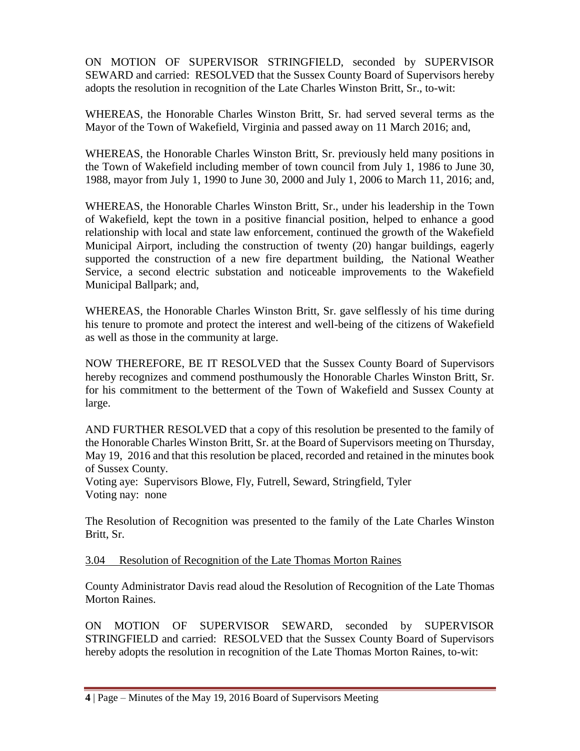ON MOTION OF SUPERVISOR STRINGFIELD, seconded by SUPERVISOR SEWARD and carried: RESOLVED that the Sussex County Board of Supervisors hereby adopts the resolution in recognition of the Late Charles Winston Britt, Sr., to-wit:

WHEREAS, the Honorable Charles Winston Britt, Sr. had served several terms as the Mayor of the Town of Wakefield, Virginia and passed away on 11 March 2016; and,

WHEREAS, the Honorable Charles Winston Britt, Sr. previously held many positions in the Town of Wakefield including member of town council from July 1, 1986 to June 30, 1988, mayor from July 1, 1990 to June 30, 2000 and July 1, 2006 to March 11, 2016; and,

WHEREAS, the Honorable Charles Winston Britt, Sr., under his leadership in the Town of Wakefield, kept the town in a positive financial position, helped to enhance a good relationship with local and state law enforcement, continued the growth of the Wakefield Municipal Airport, including the construction of twenty (20) hangar buildings, eagerly supported the construction of a new fire department building, the National Weather Service, a second electric substation and noticeable improvements to the Wakefield Municipal Ballpark; and,

WHEREAS, the Honorable Charles Winston Britt, Sr. gave selflessly of his time during his tenure to promote and protect the interest and well-being of the citizens of Wakefield as well as those in the community at large.

NOW THEREFORE, BE IT RESOLVED that the Sussex County Board of Supervisors hereby recognizes and commend posthumously the Honorable Charles Winston Britt, Sr. for his commitment to the betterment of the Town of Wakefield and Sussex County at large.

AND FURTHER RESOLVED that a copy of this resolution be presented to the family of the Honorable Charles Winston Britt, Sr. at the Board of Supervisors meeting on Thursday, May 19, 2016 and that this resolution be placed, recorded and retained in the minutes book of Sussex County.

Voting aye: Supervisors Blowe, Fly, Futrell, Seward, Stringfield, Tyler
Voting nay: none

The Resolution of Recognition was presented to the family of the Late Charles Winston Britt, Sr.

3.04 Resolution of Recognition of the Late Thomas Morton Raines

County Administrator Davis read aloud the Resolution of Recognition of the Late Thomas Morton Raines.

ON MOTION OF SUPERVISOR SEWARD, seconded by SUPERVISOR STRINGFIELD and carried: RESOLVED that the Sussex County Board of Supervisors hereby adopts the resolution in recognition of the Late Thomas Morton Raines, to-wit: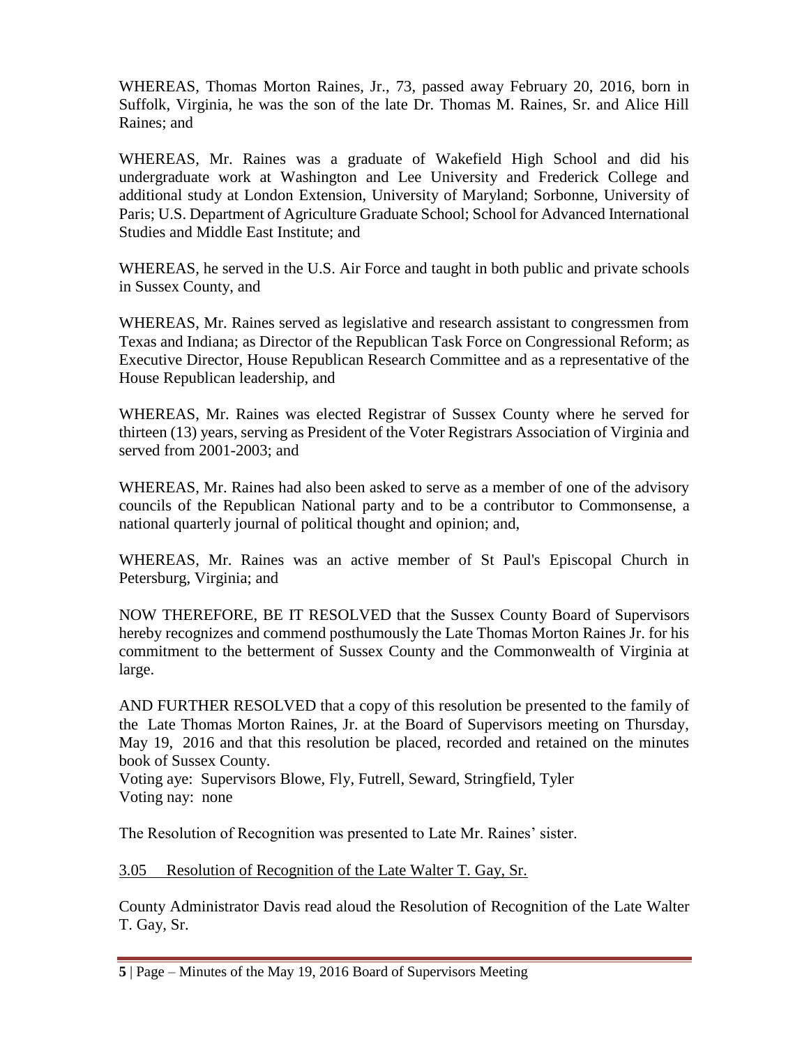WHEREAS, Thomas Morton Raines, Jr., 73, passed away February 20, 2016, born in Suffolk, Virginia, he was the son of the late Dr. Thomas M. Raines, Sr. and Alice Hill Raines; and

WHEREAS, Mr. Raines was a graduate of Wakefield High School and did his undergraduate work at Washington and Lee University and Frederick College and additional study at London Extension, University of Maryland; Sorbonne, University of Paris; U.S. Department of Agriculture Graduate School; School for Advanced International Studies and Middle East Institute; and

WHEREAS, he served in the U.S. Air Force and taught in both public and private schools in Sussex County, and

WHEREAS, Mr. Raines served as legislative and research assistant to congressmen from Texas and Indiana; as Director of the Republican Task Force on Congressional Reform; as Executive Director, House Republican Research Committee and as a representative of the House Republican leadership, and

WHEREAS, Mr. Raines was elected Registrar of Sussex County where he served for thirteen (13) years, serving as President of the Voter Registrars Association of Virginia and served from 2001-2003; and

WHEREAS, Mr. Raines had also been asked to serve as a member of one of the advisory councils of the Republican National party and to be a contributor to Commonsense, a national quarterly journal of political thought and opinion; and,

WHEREAS, Mr. Raines was an active member of St Paul's Episcopal Church in Petersburg, Virginia; and

NOW THEREFORE, BE IT RESOLVED that the Sussex County Board of Supervisors hereby recognizes and commend posthumously the Late Thomas Morton Raines Jr. for his commitment to the betterment of Sussex County and the Commonwealth of Virginia at large.

AND FURTHER RESOLVED that a copy of this resolution be presented to the family of the Late Thomas Morton Raines, Jr. at the Board of Supervisors meeting on Thursday, May 19, 2016 and that this resolution be placed, recorded and retained on the minutes book of Sussex County.

Voting aye: Supervisors Blowe, Fly, Futrell, Seward, Stringfield, Tyler
Voting nay: none

The Resolution of Recognition was presented to Late Mr. Raines' sister.

3.05 Resolution of Recognition of the Late Walter T. Gay, Sr.

County Administrator Davis read aloud the Resolution of Recognition of the Late Walter T. Gay, Sr.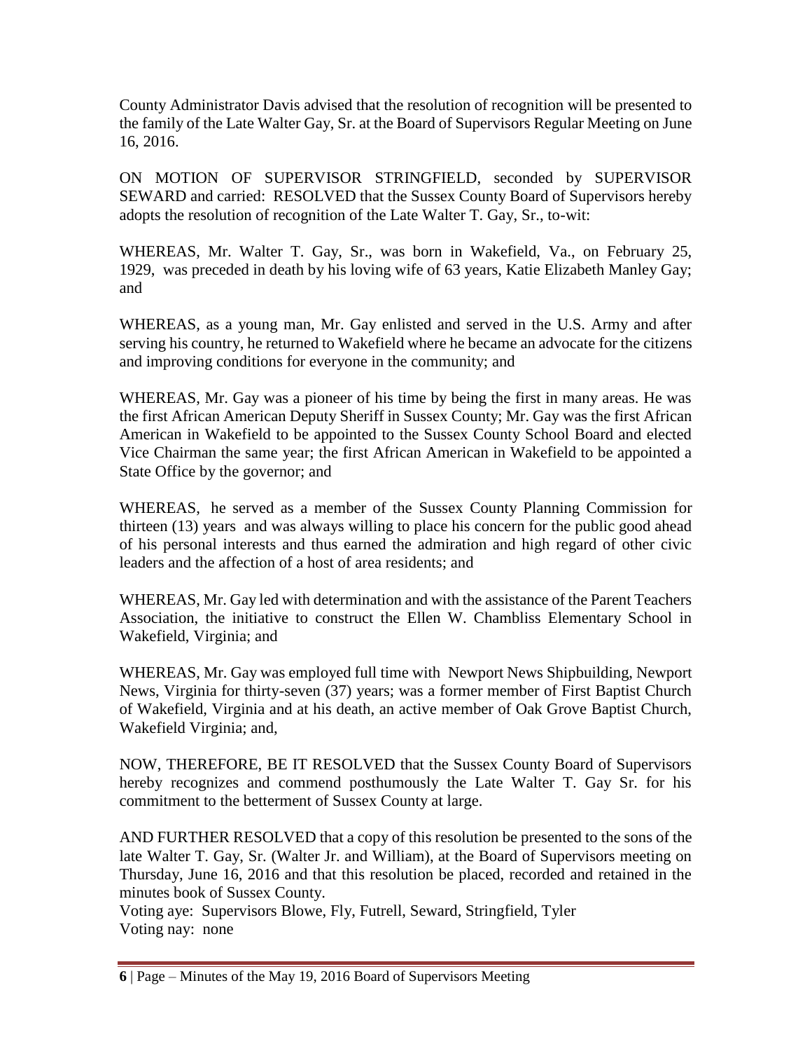County Administrator Davis advised that the resolution of recognition will be presented to the family of the Late Walter Gay, Sr. at the Board of Supervisors Regular Meeting on June 16, 2016.

ON MOTION OF SUPERVISOR STRINGFIELD, seconded by SUPERVISOR SEWARD and carried: RESOLVED that the Sussex County Board of Supervisors hereby adopts the resolution of recognition of the Late Walter T. Gay, Sr., to-wit:

WHEREAS, Mr. Walter T. Gay, Sr., was born in Wakefield, Va., on February 25, 1929, was preceded in death by his loving wife of 63 years, Katie Elizabeth Manley Gay; and

WHEREAS, as a young man, Mr. Gay enlisted and served in the U.S. Army and after serving his country, he returned to Wakefield where he became an advocate for the citizens and improving conditions for everyone in the community; and

WHEREAS, Mr. Gay was a pioneer of his time by being the first in many areas. He was the first African American Deputy Sheriff in Sussex County; Mr. Gay was the first African American in Wakefield to be appointed to the Sussex County School Board and elected Vice Chairman the same year; the first African American in Wakefield to be appointed a State Office by the governor; and

WHEREAS, he served as a member of the Sussex County Planning Commission for thirteen (13) years and was always willing to place his concern for the public good ahead of his personal interests and thus earned the admiration and high regard of other civic leaders and the affection of a host of area residents; and

WHEREAS, Mr. Gay led with determination and with the assistance of the Parent Teachers Association, the initiative to construct the Ellen W. Chambliss Elementary School in Wakefield, Virginia; and

WHEREAS, Mr. Gay was employed full time with Newport News Shipbuilding, Newport News, Virginia for thirty-seven (37) years; was a former member of First Baptist Church of Wakefield, Virginia and at his death, an active member of Oak Grove Baptist Church, Wakefield Virginia; and,

NOW, THEREFORE, BE IT RESOLVED that the Sussex County Board of Supervisors hereby recognizes and commend posthumously the Late Walter T. Gay Sr. for his commitment to the betterment of Sussex County at large.

AND FURTHER RESOLVED that a copy of this resolution be presented to the sons of the late Walter T. Gay, Sr. (Walter Jr. and William), at the Board of Supervisors meeting on Thursday, June 16, 2016 and that this resolution be placed, recorded and retained in the minutes book of Sussex County.

Voting aye: Supervisors Blowe, Fly, Futrell, Seward, Stringfield, Tyler
Voting nay: none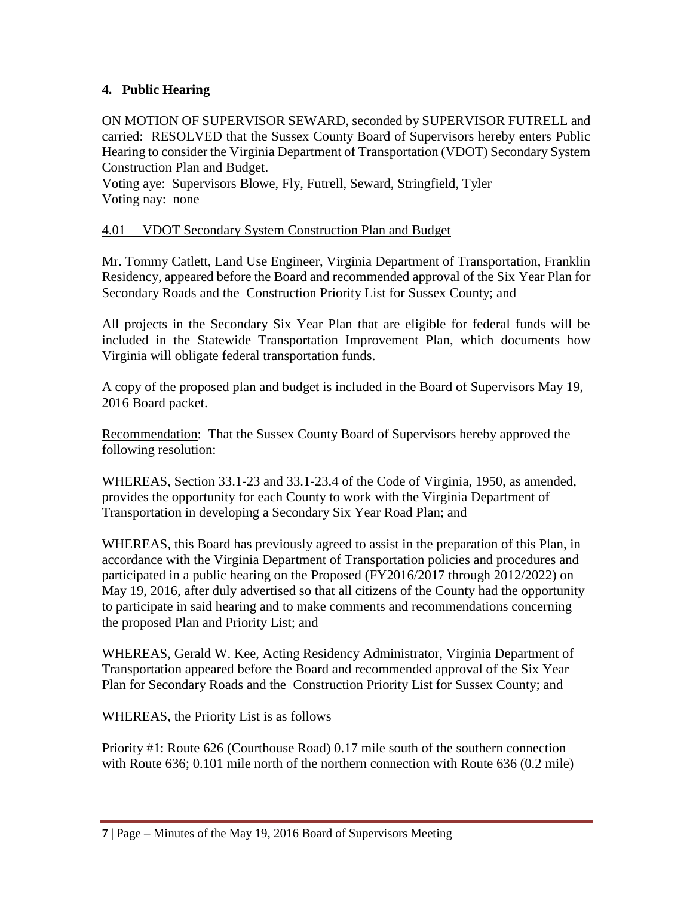## 4. Public Hearing

ON MOTION OF SUPERVISOR SEWARD, seconded by SUPERVISOR FUTRELL and carried: RESOLVED that the Sussex County Board of Supervisors hereby enters Public Hearing to consider the Virginia Department of Transportation (VDOT) Secondary System Construction Plan and Budget.
Voting aye: Supervisors Blowe, Fly, Futrell, Seward, Stringfield, Tyler
Voting nay: none

4.01 VDOT Secondary System Construction Plan and Budget

Mr. Tommy Catlett, Land Use Engineer, Virginia Department of Transportation, Franklin Residency, appeared before the Board and recommended approval of the Six Year Plan for Secondary Roads and the Construction Priority List for Sussex County; and

All projects in the Secondary Six Year Plan that are eligible for federal funds will be included in the Statewide Transportation Improvement Plan, which documents how Virginia will obligate federal transportation funds.

A copy of the proposed plan and budget is included in the Board of Supervisors May 19, 2016 Board packet.

Recommendation: That the Sussex County Board of Supervisors hereby approved the following resolution:

WHEREAS, Section 33.1-23 and 33.1-23.4 of the Code of Virginia, 1950, as amended, provides the opportunity for each County to work with the Virginia Department of Transportation in developing a Secondary Six Year Road Plan; and

WHEREAS, this Board has previously agreed to assist in the preparation of this Plan, in accordance with the Virginia Department of Transportation policies and procedures and participated in a public hearing on the Proposed (FY2016/2017 through 2012/2022) on May 19, 2016, after duly advertised so that all citizens of the County had the opportunity to participate in said hearing and to make comments and recommendations concerning the proposed Plan and Priority List; and

WHEREAS, Gerald W. Kee, Acting Residency Administrator, Virginia Department of Transportation appeared before the Board and recommended approval of the Six Year Plan for Secondary Roads and the Construction Priority List for Sussex County; and

WHEREAS, the Priority List is as follows

Priority #1: Route 626 (Courthouse Road) 0.17 mile south of the southern connection with Route 636; 0.101 mile north of the northern connection with Route 636 (0.2 mile)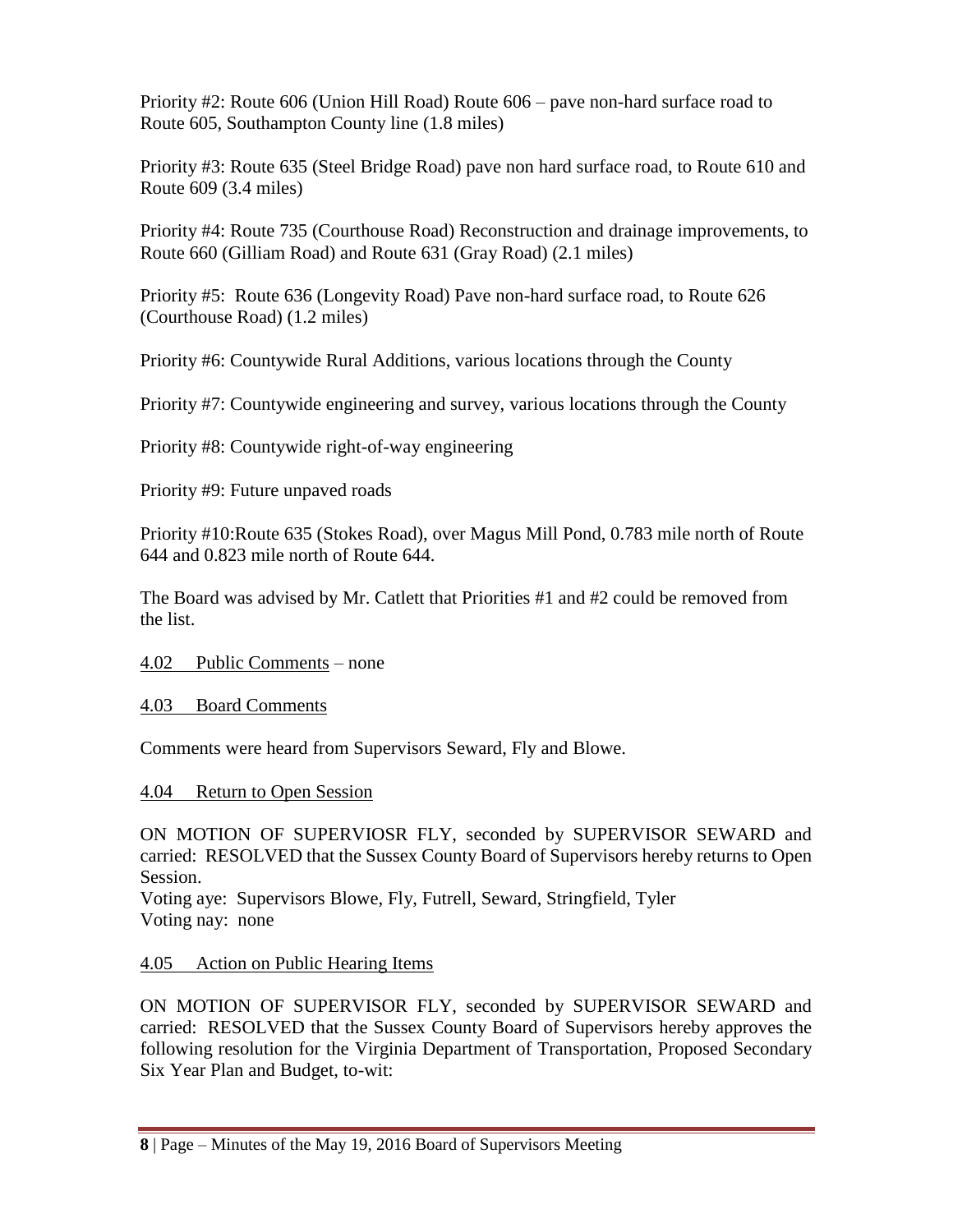Priority #2: Route 606 (Union Hill Road) Route 606 – pave non-hard surface road to Route 605, Southampton County line (1.8 miles)

Priority #3: Route 635 (Steel Bridge Road) pave non hard surface road, to Route 610 and Route 609 (3.4 miles)

Priority #4: Route 735 (Courthouse Road) Reconstruction and drainage improvements, to Route 660 (Gilliam Road) and Route 631 (Gray Road) (2.1 miles)

Priority #5: Route 636 (Longevity Road) Pave non-hard surface road, to Route 626 (Courthouse Road) (1.2 miles)

Priority #6: Countywide Rural Additions, various locations through the County

Priority #7: Countywide engineering and survey, various locations through the County

Priority #8: Countywide right-of-way engineering

Priority #9: Future unpaved roads

Priority #10:Route 635 (Stokes Road), over Magus Mill Pond, 0.783 mile north of Route 644 and 0.823 mile north of Route 644.

The Board was advised by Mr. Catlett that Priorities #1 and #2 could be removed from the list.

4.02 Public Comments – none

4.03 Board Comments

Comments were heard from Supervisors Seward, Fly and Blowe.

4.04 Return to Open Session

ON MOTION OF SUPERVIOSR FLY, seconded by SUPERVISOR SEWARD and carried: RESOLVED that the Sussex County Board of Supervisors hereby returns to Open Session.
Voting aye: Supervisors Blowe, Fly, Futrell, Seward, Stringfield, Tyler
Voting nay: none

4.05 Action on Public Hearing Items

ON MOTION OF SUPERVISOR FLY, seconded by SUPERVISOR SEWARD and carried: RESOLVED that the Sussex County Board of Supervisors hereby approves the following resolution for the Virginia Department of Transportation, Proposed Secondary Six Year Plan and Budget, to-wit: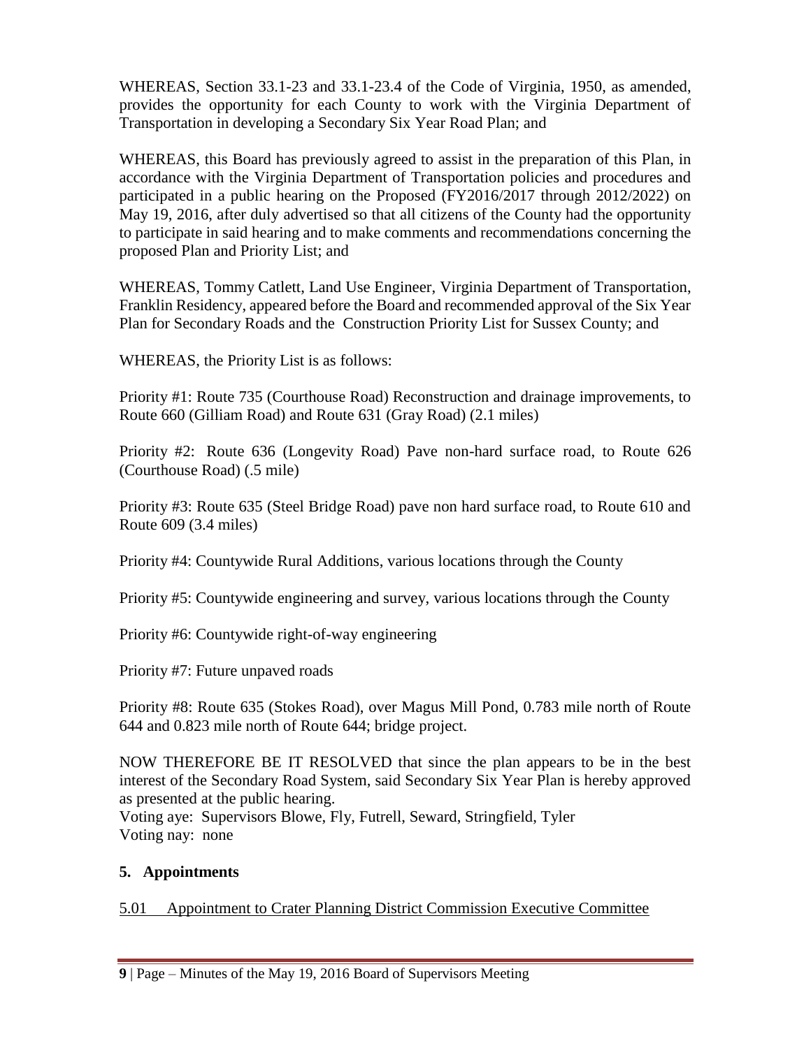WHEREAS, Section 33.1-23 and 33.1-23.4 of the Code of Virginia, 1950, as amended, provides the opportunity for each County to work with the Virginia Department of Transportation in developing a Secondary Six Year Road Plan; and

WHEREAS, this Board has previously agreed to assist in the preparation of this Plan, in accordance with the Virginia Department of Transportation policies and procedures and participated in a public hearing on the Proposed (FY2016/2017 through 2012/2022) on May 19, 2016, after duly advertised so that all citizens of the County had the opportunity to participate in said hearing and to make comments and recommendations concerning the proposed Plan and Priority List; and

WHEREAS, Tommy Catlett, Land Use Engineer, Virginia Department of Transportation, Franklin Residency, appeared before the Board and recommended approval of the Six Year Plan for Secondary Roads and the Construction Priority List for Sussex County; and

WHEREAS, the Priority List is as follows:

Priority #1: Route 735 (Courthouse Road) Reconstruction and drainage improvements, to Route 660 (Gilliam Road) and Route 631 (Gray Road) (2.1 miles)

Priority #2: Route 636 (Longevity Road) Pave non-hard surface road, to Route 626 (Courthouse Road) (.5 mile)

Priority #3: Route 635 (Steel Bridge Road) pave non hard surface road, to Route 610 and Route 609 (3.4 miles)

Priority #4: Countywide Rural Additions, various locations through the County

Priority #5: Countywide engineering and survey, various locations through the County

Priority #6: Countywide right-of-way engineering

Priority #7: Future unpaved roads

Priority #8: Route 635 (Stokes Road), over Magus Mill Pond, 0.783 mile north of Route 644 and 0.823 mile north of Route 644; bridge project.

NOW THEREFORE BE IT RESOLVED that since the plan appears to be in the best interest of the Secondary Road System, said Secondary Six Year Plan is hereby approved as presented at the public hearing.
Voting aye: Supervisors Blowe, Fly, Futrell, Seward, Stringfield, Tyler
Voting nay: none

## 5. Appointments

5.01 Appointment to Crater Planning District Commission Executive Committee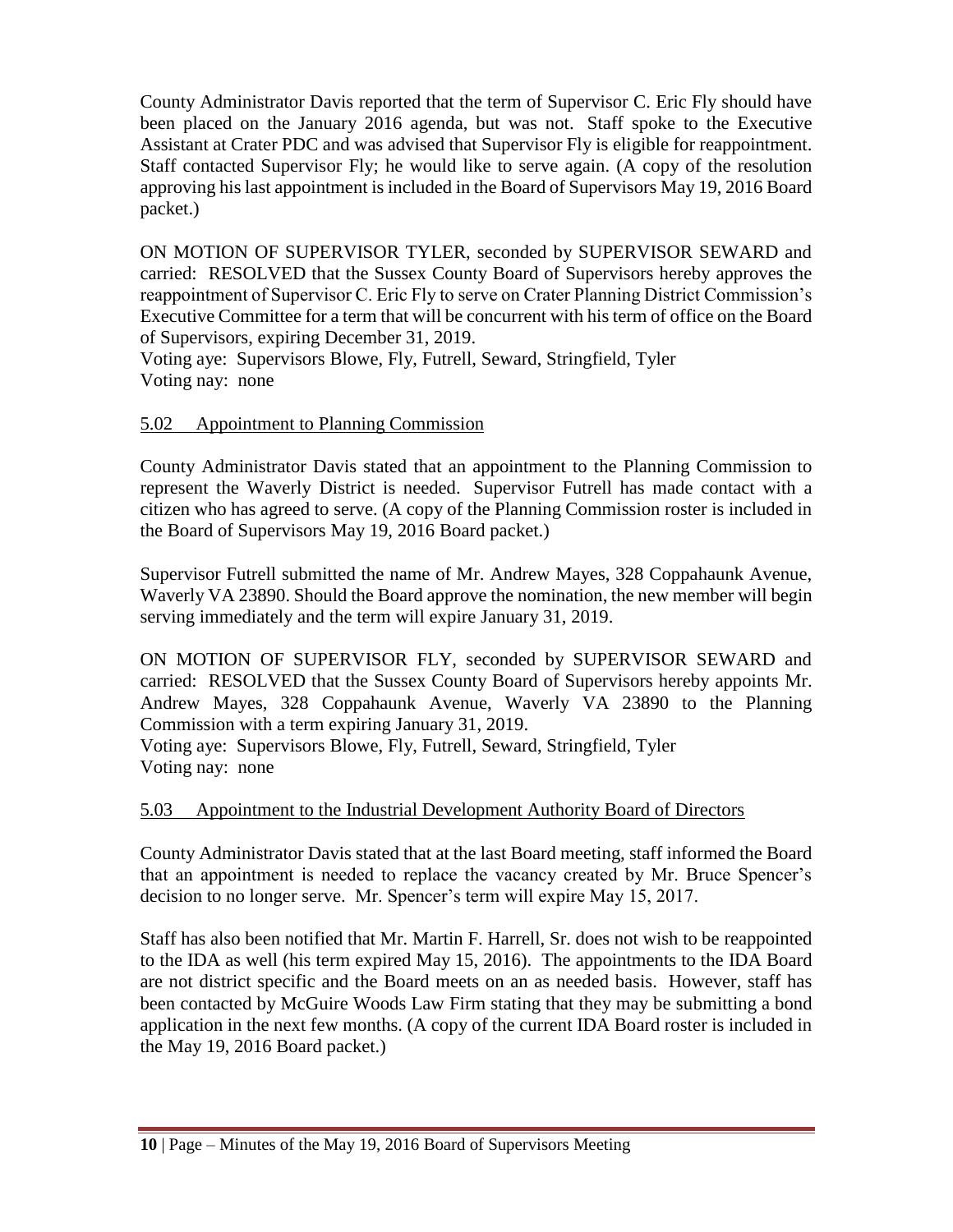County Administrator Davis reported that the term of Supervisor C. Eric Fly should have been placed on the January 2016 agenda, but was not. Staff spoke to the Executive Assistant at Crater PDC and was advised that Supervisor Fly is eligible for reappointment. Staff contacted Supervisor Fly; he would like to serve again. (A copy of the resolution approving his last appointment is included in the Board of Supervisors May 19, 2016 Board packet.)

ON MOTION OF SUPERVISOR TYLER, seconded by SUPERVISOR SEWARD and carried: RESOLVED that the Sussex County Board of Supervisors hereby approves the reappointment of Supervisor C. Eric Fly to serve on Crater Planning District Commission's Executive Committee for a term that will be concurrent with his term of office on the Board of Supervisors, expiring December 31, 2019.
Voting aye: Supervisors Blowe, Fly, Futrell, Seward, Stringfield, Tyler
Voting nay: none

5.02 Appointment to Planning Commission

County Administrator Davis stated that an appointment to the Planning Commission to represent the Waverly District is needed. Supervisor Futrell has made contact with a citizen who has agreed to serve. (A copy of the Planning Commission roster is included in the Board of Supervisors May 19, 2016 Board packet.)

Supervisor Futrell submitted the name of Mr. Andrew Mayes, 328 Coppahaunk Avenue, Waverly VA 23890. Should the Board approve the nomination, the new member will begin serving immediately and the term will expire January 31, 2019.

ON MOTION OF SUPERVISOR FLY, seconded by SUPERVISOR SEWARD and carried: RESOLVED that the Sussex County Board of Supervisors hereby appoints Mr. Andrew Mayes, 328 Coppahaunk Avenue, Waverly VA 23890 to the Planning Commission with a term expiring January 31, 2019.
Voting aye: Supervisors Blowe, Fly, Futrell, Seward, Stringfield, Tyler
Voting nay: none

5.03 Appointment to the Industrial Development Authority Board of Directors

County Administrator Davis stated that at the last Board meeting, staff informed the Board that an appointment is needed to replace the vacancy created by Mr. Bruce Spencer's decision to no longer serve. Mr. Spencer's term will expire May 15, 2017.

Staff has also been notified that Mr. Martin F. Harrell, Sr. does not wish to be reappointed to the IDA as well (his term expired May 15, 2016). The appointments to the IDA Board are not district specific and the Board meets on an as needed basis. However, staff has been contacted by McGuire Woods Law Firm stating that they may be submitting a bond application in the next few months. (A copy of the current IDA Board roster is included in the May 19, 2016 Board packet.)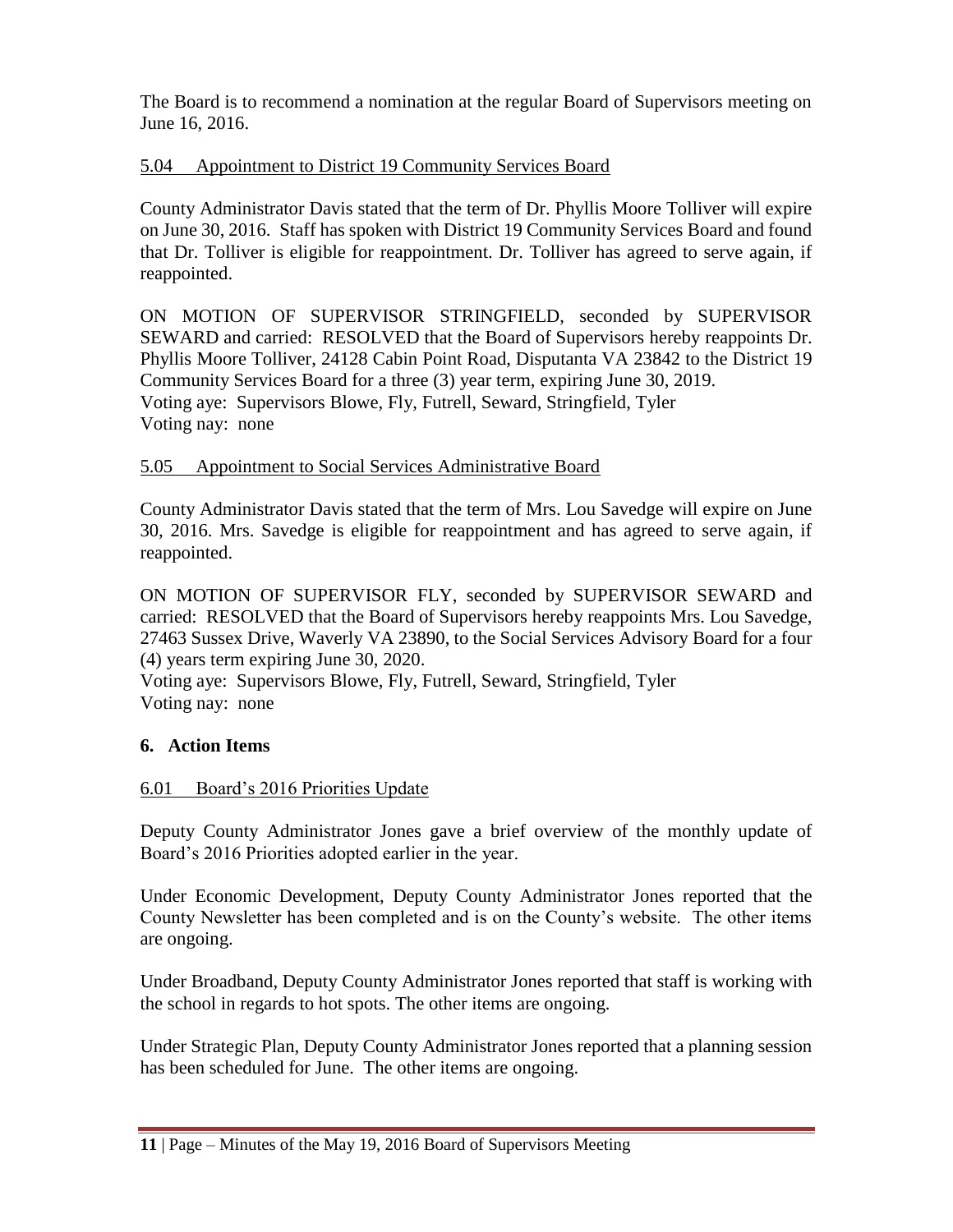The Board is to recommend a nomination at the regular Board of Supervisors meeting on June 16, 2016.

5.04 Appointment to District 19 Community Services Board

County Administrator Davis stated that the term of Dr. Phyllis Moore Tolliver will expire on June 30, 2016. Staff has spoken with District 19 Community Services Board and found that Dr. Tolliver is eligible for reappointment. Dr. Tolliver has agreed to serve again, if reappointed.

ON MOTION OF SUPERVISOR STRINGFIELD, seconded by SUPERVISOR SEWARD and carried: RESOLVED that the Board of Supervisors hereby reappoints Dr. Phyllis Moore Tolliver, 24128 Cabin Point Road, Disputanta VA 23842 to the District 19 Community Services Board for a three (3) year term, expiring June 30, 2019.
Voting aye: Supervisors Blowe, Fly, Futrell, Seward, Stringfield, Tyler
Voting nay: none

5.05 Appointment to Social Services Administrative Board

County Administrator Davis stated that the term of Mrs. Lou Savedge will expire on June 30, 2016. Mrs. Savedge is eligible for reappointment and has agreed to serve again, if reappointed.

ON MOTION OF SUPERVISOR FLY, seconded by SUPERVISOR SEWARD and carried: RESOLVED that the Board of Supervisors hereby reappoints Mrs. Lou Savedge, 27463 Sussex Drive, Waverly VA 23890, to the Social Services Advisory Board for a four (4) years term expiring June 30, 2020.
Voting aye: Supervisors Blowe, Fly, Futrell, Seward, Stringfield, Tyler
Voting nay: none

**6. Action Items**

6.01 Board's 2016 Priorities Update

Deputy County Administrator Jones gave a brief overview of the monthly update of Board's 2016 Priorities adopted earlier in the year.

Under Economic Development, Deputy County Administrator Jones reported that the County Newsletter has been completed and is on the County's website. The other items are ongoing.

Under Broadband, Deputy County Administrator Jones reported that staff is working with the school in regards to hot spots. The other items are ongoing.

Under Strategic Plan, Deputy County Administrator Jones reported that a planning session has been scheduled for June. The other items are ongoing.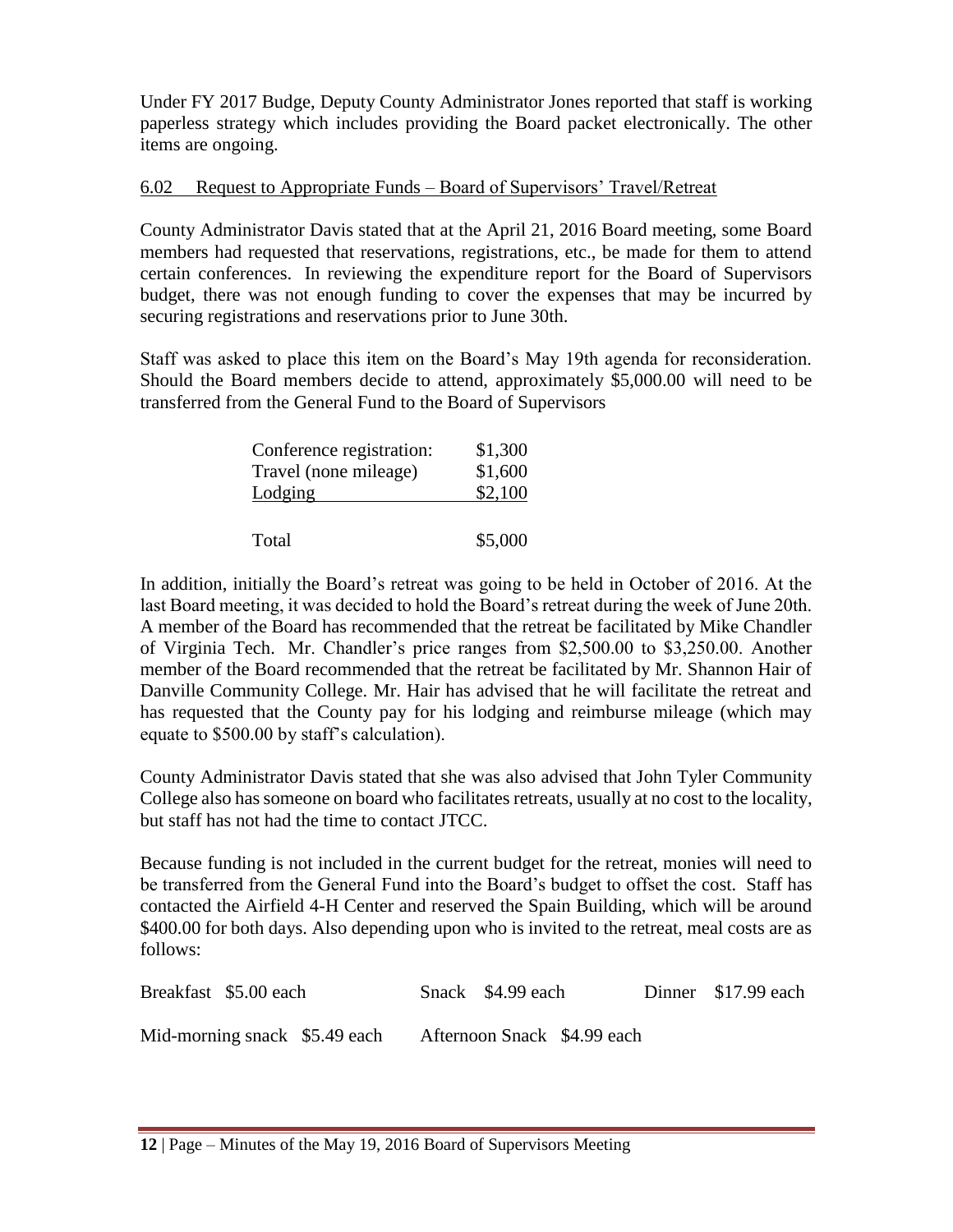Under FY 2017 Budge, Deputy County Administrator Jones reported that staff is working paperless strategy which includes providing the Board packet electronically. The other items are ongoing.

6.02 Request to Appropriate Funds – Board of Supervisors' Travel/Retreat

County Administrator Davis stated that at the April 21, 2016 Board meeting, some Board members had requested that reservations, registrations, etc., be made for them to attend certain conferences. In reviewing the expenditure report for the Board of Supervisors budget, there was not enough funding to cover the expenses that may be incurred by securing registrations and reservations prior to June 30th.

Staff was asked to place this item on the Board's May 19th agenda for reconsideration. Should the Board members decide to attend, approximately $5,000.00 will need to be transferred from the General Fund to the Board of Supervisors

| | |
|---|---|
| Conference registration: | $1,300 |
| Travel (none mileage) | $1,600 |
| Lodging | $2,100 |
| Total | $5,000 |

In addition, initially the Board's retreat was going to be held in October of 2016. At the last Board meeting, it was decided to hold the Board's retreat during the week of June 20th. A member of the Board has recommended that the retreat be facilitated by Mike Chandler of Virginia Tech. Mr. Chandler's price ranges from $2,500.00 to $3,250.00. Another member of the Board recommended that the retreat be facilitated by Mr. Shannon Hair of Danville Community College. Mr. Hair has advised that he will facilitate the retreat and has requested that the County pay for his lodging and reimburse mileage (which may equate to $500.00 by staff's calculation).

County Administrator Davis stated that she was also advised that John Tyler Community College also has someone on board who facilitates retreats, usually at no cost to the locality, but staff has not had the time to contact JTCC.

Because funding is not included in the current budget for the retreat, monies will need to be transferred from the General Fund into the Board's budget to offset the cost. Staff has contacted the Airfield 4-H Center and reserved the Spain Building, which will be around $400.00 for both days. Also depending upon who is invited to the retreat, meal costs are as follows:

Breakfast $5.00 each　　Snack $4.99 each　　Dinner $17.99 each

Mid-morning snack $5.49 each　　Afternoon Snack $4.99 each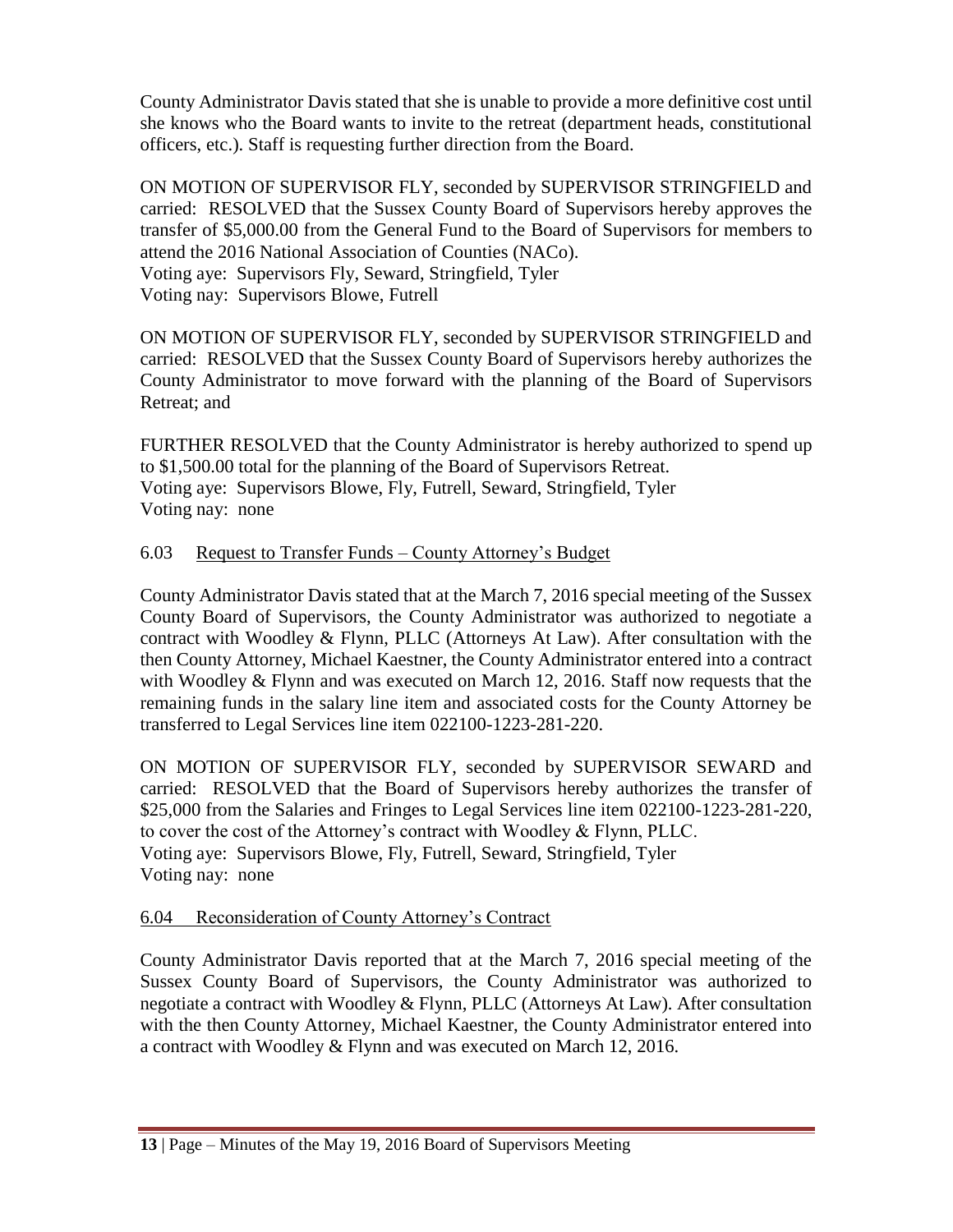County Administrator Davis stated that she is unable to provide a more definitive cost until she knows who the Board wants to invite to the retreat (department heads, constitutional officers, etc.). Staff is requesting further direction from the Board.

ON MOTION OF SUPERVISOR FLY, seconded by SUPERVISOR STRINGFIELD and carried: RESOLVED that the Sussex County Board of Supervisors hereby approves the transfer of $5,000.00 from the General Fund to the Board of Supervisors for members to attend the 2016 National Association of Counties (NACo).
Voting aye: Supervisors Fly, Seward, Stringfield, Tyler
Voting nay: Supervisors Blowe, Futrell

ON MOTION OF SUPERVISOR FLY, seconded by SUPERVISOR STRINGFIELD and carried: RESOLVED that the Sussex County Board of Supervisors hereby authorizes the County Administrator to move forward with the planning of the Board of Supervisors Retreat; and

FURTHER RESOLVED that the County Administrator is hereby authorized to spend up to $1,500.00 total for the planning of the Board of Supervisors Retreat.
Voting aye: Supervisors Blowe, Fly, Futrell, Seward, Stringfield, Tyler
Voting nay: none

6.03 Request to Transfer Funds – County Attorney's Budget

County Administrator Davis stated that at the March 7, 2016 special meeting of the Sussex County Board of Supervisors, the County Administrator was authorized to negotiate a contract with Woodley & Flynn, PLLC (Attorneys At Law). After consultation with the then County Attorney, Michael Kaestner, the County Administrator entered into a contract with Woodley & Flynn and was executed on March 12, 2016. Staff now requests that the remaining funds in the salary line item and associated costs for the County Attorney be transferred to Legal Services line item 022100-1223-281-220.

ON MOTION OF SUPERVISOR FLY, seconded by SUPERVISOR SEWARD and carried: RESOLVED that the Board of Supervisors hereby authorizes the transfer of $25,000 from the Salaries and Fringes to Legal Services line item 022100-1223-281-220, to cover the cost of the Attorney's contract with Woodley & Flynn, PLLC.
Voting aye: Supervisors Blowe, Fly, Futrell, Seward, Stringfield, Tyler
Voting nay: none

6.04 Reconsideration of County Attorney's Contract

County Administrator Davis reported that at the March 7, 2016 special meeting of the Sussex County Board of Supervisors, the County Administrator was authorized to negotiate a contract with Woodley & Flynn, PLLC (Attorneys At Law). After consultation with the then County Attorney, Michael Kaestner, the County Administrator entered into a contract with Woodley & Flynn and was executed on March 12, 2016.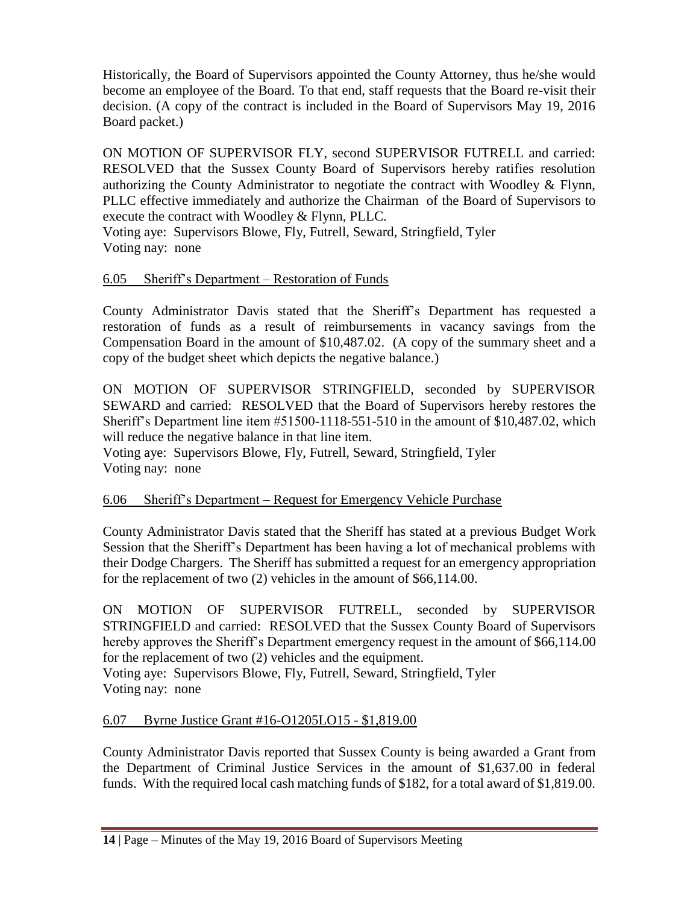Historically, the Board of Supervisors appointed the County Attorney, thus he/she would become an employee of the Board. To that end, staff requests that the Board re-visit their decision. (A copy of the contract is included in the Board of Supervisors May 19, 2016 Board packet.)

ON MOTION OF SUPERVISOR FLY, second SUPERVISOR FUTRELL and carried: RESOLVED that the Sussex County Board of Supervisors hereby ratifies resolution authorizing the County Administrator to negotiate the contract with Woodley & Flynn, PLLC effective immediately and authorize the Chairman of the Board of Supervisors to execute the contract with Woodley & Flynn, PLLC.
Voting aye: Supervisors Blowe, Fly, Futrell, Seward, Stringfield, Tyler
Voting nay: none

6.05 Sheriff's Department – Restoration of Funds

County Administrator Davis stated that the Sheriff's Department has requested a restoration of funds as a result of reimbursements in vacancy savings from the Compensation Board in the amount of $10,487.02. (A copy of the summary sheet and a copy of the budget sheet which depicts the negative balance.)

ON MOTION OF SUPERVISOR STRINGFIELD, seconded by SUPERVISOR SEWARD and carried: RESOLVED that the Board of Supervisors hereby restores the Sheriff's Department line item #51500-1118-551-510 in the amount of $10,487.02, which will reduce the negative balance in that line item.
Voting aye: Supervisors Blowe, Fly, Futrell, Seward, Stringfield, Tyler
Voting nay: none

6.06 Sheriff's Department – Request for Emergency Vehicle Purchase

County Administrator Davis stated that the Sheriff has stated at a previous Budget Work Session that the Sheriff's Department has been having a lot of mechanical problems with their Dodge Chargers. The Sheriff has submitted a request for an emergency appropriation for the replacement of two (2) vehicles in the amount of $66,114.00.

ON MOTION OF SUPERVISOR FUTRELL, seconded by SUPERVISOR STRINGFIELD and carried: RESOLVED that the Sussex County Board of Supervisors hereby approves the Sheriff's Department emergency request in the amount of $66,114.00 for the replacement of two (2) vehicles and the equipment.
Voting aye: Supervisors Blowe, Fly, Futrell, Seward, Stringfield, Tyler
Voting nay: none

6.07 Byrne Justice Grant #16-O1205LO15 - $1,819.00

County Administrator Davis reported that Sussex County is being awarded a Grant from the Department of Criminal Justice Services in the amount of $1,637.00 in federal funds. With the required local cash matching funds of $182, for a total award of $1,819.00.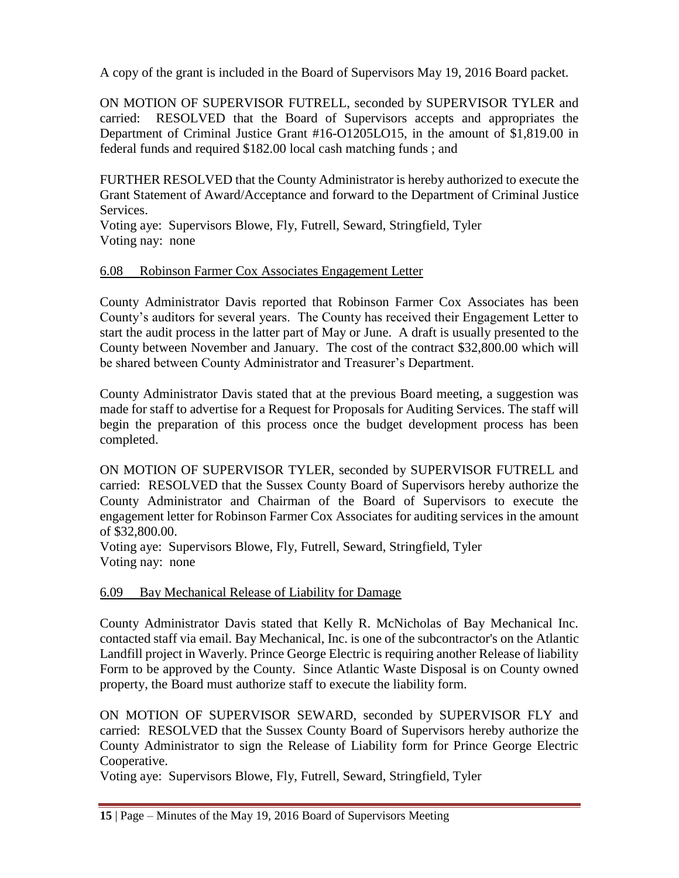A copy of the grant is included in the Board of Supervisors May 19, 2016 Board packet.

ON MOTION OF SUPERVISOR FUTRELL, seconded by SUPERVISOR TYLER and carried: RESOLVED that the Board of Supervisors accepts and appropriates the Department of Criminal Justice Grant #16-O1205LO15, in the amount of $1,819.00 in federal funds and required $182.00 local cash matching funds ; and

FURTHER RESOLVED that the County Administrator is hereby authorized to execute the Grant Statement of Award/Acceptance and forward to the Department of Criminal Justice Services.
Voting aye: Supervisors Blowe, Fly, Futrell, Seward, Stringfield, Tyler
Voting nay: none

6.08 Robinson Farmer Cox Associates Engagement Letter

County Administrator Davis reported that Robinson Farmer Cox Associates has been County's auditors for several years. The County has received their Engagement Letter to start the audit process in the latter part of May or June. A draft is usually presented to the County between November and January. The cost of the contract $32,800.00 which will be shared between County Administrator and Treasurer's Department.

County Administrator Davis stated that at the previous Board meeting, a suggestion was made for staff to advertise for a Request for Proposals for Auditing Services. The staff will begin the preparation of this process once the budget development process has been completed.

ON MOTION OF SUPERVISOR TYLER, seconded by SUPERVISOR FUTRELL and carried: RESOLVED that the Sussex County Board of Supervisors hereby authorize the County Administrator and Chairman of the Board of Supervisors to execute the engagement letter for Robinson Farmer Cox Associates for auditing services in the amount of $32,800.00.
Voting aye: Supervisors Blowe, Fly, Futrell, Seward, Stringfield, Tyler
Voting nay: none

6.09 Bay Mechanical Release of Liability for Damage

County Administrator Davis stated that Kelly R. McNicholas of Bay Mechanical Inc. contacted staff via email. Bay Mechanical, Inc. is one of the subcontractor's on the Atlantic Landfill project in Waverly. Prince George Electric is requiring another Release of liability Form to be approved by the County. Since Atlantic Waste Disposal is on County owned property, the Board must authorize staff to execute the liability form.

ON MOTION OF SUPERVISOR SEWARD, seconded by SUPERVISOR FLY and carried: RESOLVED that the Sussex County Board of Supervisors hereby authorize the County Administrator to sign the Release of Liability form for Prince George Electric Cooperative.
Voting aye: Supervisors Blowe, Fly, Futrell, Seward, Stringfield, Tyler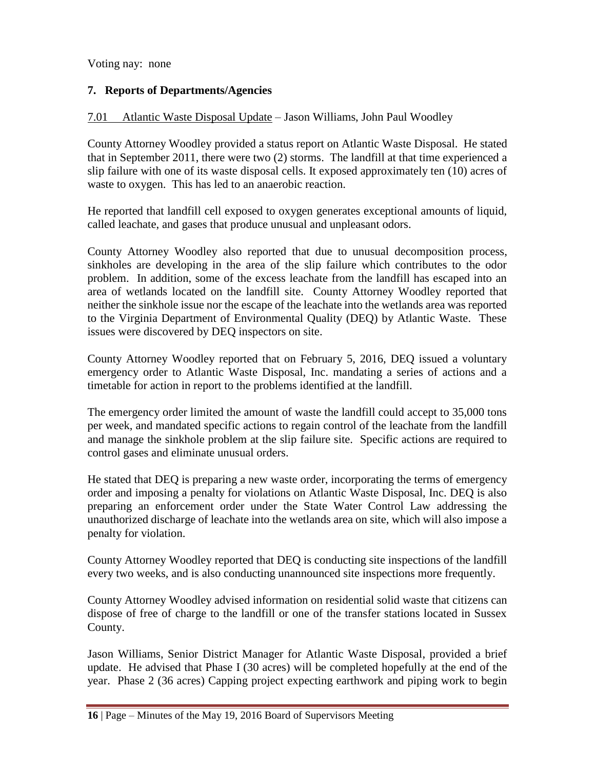Voting nay: none

## 7. Reports of Departments/Agencies

7.01 Atlantic Waste Disposal Update – Jason Williams, John Paul Woodley

County Attorney Woodley provided a status report on Atlantic Waste Disposal. He stated that in September 2011, there were two (2) storms. The landfill at that time experienced a slip failure with one of its waste disposal cells. It exposed approximately ten (10) acres of waste to oxygen. This has led to an anaerobic reaction.

He reported that landfill cell exposed to oxygen generates exceptional amounts of liquid, called leachate, and gases that produce unusual and unpleasant odors.

County Attorney Woodley also reported that due to unusual decomposition process, sinkholes are developing in the area of the slip failure which contributes to the odor problem. In addition, some of the excess leachate from the landfill has escaped into an area of wetlands located on the landfill site. County Attorney Woodley reported that neither the sinkhole issue nor the escape of the leachate into the wetlands area was reported to the Virginia Department of Environmental Quality (DEQ) by Atlantic Waste. These issues were discovered by DEQ inspectors on site.

County Attorney Woodley reported that on February 5, 2016, DEQ issued a voluntary emergency order to Atlantic Waste Disposal, Inc. mandating a series of actions and a timetable for action in report to the problems identified at the landfill.

The emergency order limited the amount of waste the landfill could accept to 35,000 tons per week, and mandated specific actions to regain control of the leachate from the landfill and manage the sinkhole problem at the slip failure site. Specific actions are required to control gases and eliminate unusual orders.

He stated that DEQ is preparing a new waste order, incorporating the terms of emergency order and imposing a penalty for violations on Atlantic Waste Disposal, Inc. DEQ is also preparing an enforcement order under the State Water Control Law addressing the unauthorized discharge of leachate into the wetlands area on site, which will also impose a penalty for violation.

County Attorney Woodley reported that DEQ is conducting site inspections of the landfill every two weeks, and is also conducting unannounced site inspections more frequently.

County Attorney Woodley advised information on residential solid waste that citizens can dispose of free of charge to the landfill or one of the transfer stations located in Sussex County.

Jason Williams, Senior District Manager for Atlantic Waste Disposal, provided a brief update. He advised that Phase I (30 acres) will be completed hopefully at the end of the year. Phase 2 (36 acres) Capping project expecting earthwork and piping work to begin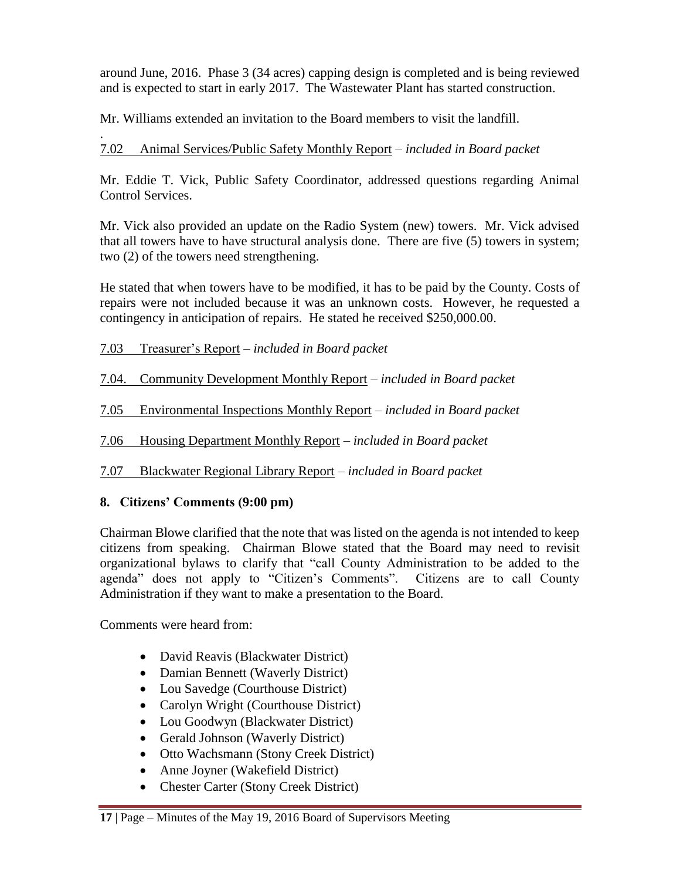around June, 2016. Phase 3 (34 acres) capping design is completed and is being reviewed and is expected to start in early 2017. The Wastewater Plant has started construction.

Mr. Williams extended an invitation to the Board members to visit the landfill.

.
7.02 Animal Services/Public Safety Monthly Report – *included in Board packet*

Mr. Eddie T. Vick, Public Safety Coordinator, addressed questions regarding Animal Control Services.

Mr. Vick also provided an update on the Radio System (new) towers. Mr. Vick advised that all towers have to have structural analysis done. There are five (5) towers in system; two (2) of the towers need strengthening.

He stated that when towers have to be modified, it has to be paid by the County. Costs of repairs were not included because it was an unknown costs. However, he requested a contingency in anticipation of repairs. He stated he received $250,000.00.

7.03 Treasurer's Report – *included in Board packet*

7.04. Community Development Monthly Report – *included in Board packet*

7.05 Environmental Inspections Monthly Report – *included in Board packet*

7.06 Housing Department Monthly Report – *included in Board packet*

7.07 Blackwater Regional Library Report – *included in Board packet*

**8. Citizens' Comments (9:00 pm)**

Chairman Blowe clarified that the note that was listed on the agenda is not intended to keep citizens from speaking. Chairman Blowe stated that the Board may need to revisit organizational bylaws to clarify that "call County Administration to be added to the agenda" does not apply to "Citizen's Comments". Citizens are to call County Administration if they want to make a presentation to the Board.

Comments were heard from:

- David Reavis (Blackwater District)
- Damian Bennett (Waverly District)
- Lou Savedge (Courthouse District)
- Carolyn Wright (Courthouse District)
- Lou Goodwyn (Blackwater District)
- Gerald Johnson (Waverly District)
- Otto Wachsmann (Stony Creek District)
- Anne Joyner (Wakefield District)
- Chester Carter (Stony Creek District)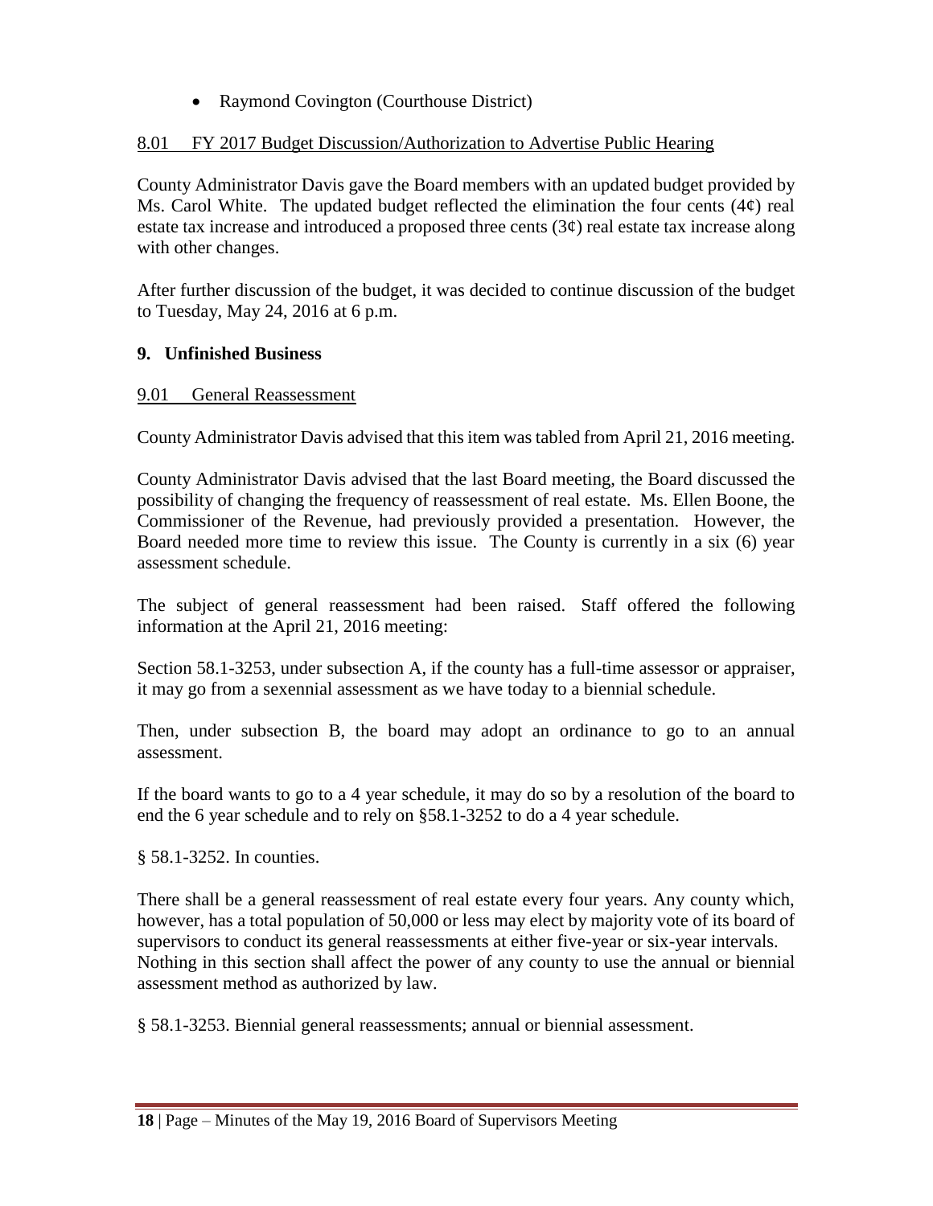- Raymond Covington (Courthouse District)

8.01 FY 2017 Budget Discussion/Authorization to Advertise Public Hearing

County Administrator Davis gave the Board members with an updated budget provided by Ms. Carol White. The updated budget reflected the elimination the four cents (4¢) real estate tax increase and introduced a proposed three cents (3¢) real estate tax increase along with other changes.

After further discussion of the budget, it was decided to continue discussion of the budget to Tuesday, May 24, 2016 at 6 p.m.

**9. Unfinished Business**

9.01 General Reassessment

County Administrator Davis advised that this item was tabled from April 21, 2016 meeting.

County Administrator Davis advised that the last Board meeting, the Board discussed the possibility of changing the frequency of reassessment of real estate. Ms. Ellen Boone, the Commissioner of the Revenue, had previously provided a presentation. However, the Board needed more time to review this issue. The County is currently in a six (6) year assessment schedule.

The subject of general reassessment had been raised. Staff offered the following information at the April 21, 2016 meeting:

Section 58.1-3253, under subsection A, if the county has a full-time assessor or appraiser, it may go from a sexennial assessment as we have today to a biennial schedule.

Then, under subsection B, the board may adopt an ordinance to go to an annual assessment.

If the board wants to go to a 4 year schedule, it may do so by a resolution of the board to end the 6 year schedule and to rely on §58.1-3252 to do a 4 year schedule.

§ 58.1-3252. In counties.

There shall be a general reassessment of real estate every four years. Any county which, however, has a total population of 50,000 or less may elect by majority vote of its board of supervisors to conduct its general reassessments at either five-year or six-year intervals. Nothing in this section shall affect the power of any county to use the annual or biennial assessment method as authorized by law.

§ 58.1-3253. Biennial general reassessments; annual or biennial assessment.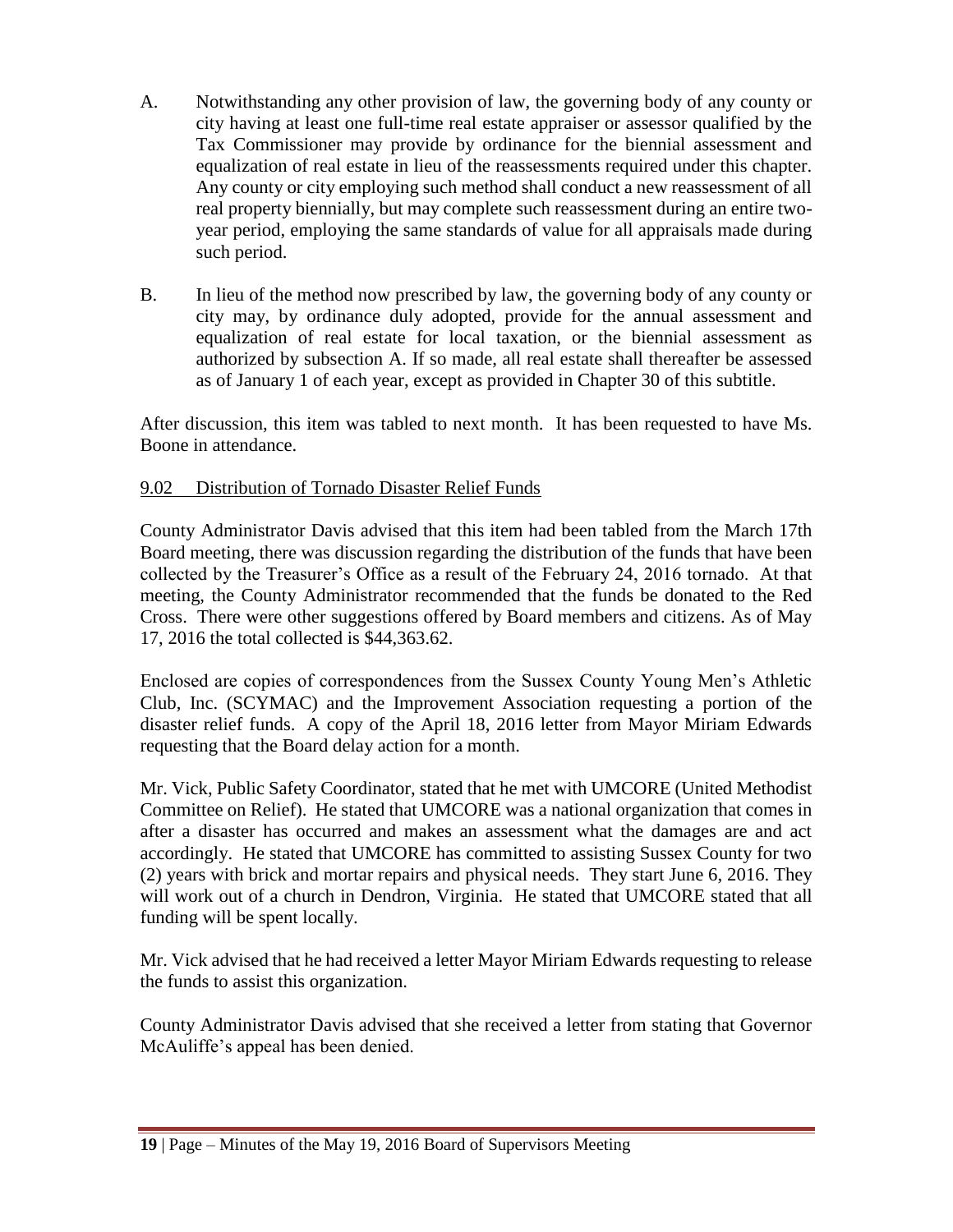A. Notwithstanding any other provision of law, the governing body of any county or city having at least one full-time real estate appraiser or assessor qualified by the Tax Commissioner may provide by ordinance for the biennial assessment and equalization of real estate in lieu of the reassessments required under this chapter. Any county or city employing such method shall conduct a new reassessment of all real property biennially, but may complete such reassessment during an entire two-year period, employing the same standards of value for all appraisals made during such period.

B. In lieu of the method now prescribed by law, the governing body of any county or city may, by ordinance duly adopted, provide for the annual assessment and equalization of real estate for local taxation, or the biennial assessment as authorized by subsection A. If so made, all real estate shall thereafter be assessed as of January 1 of each year, except as provided in Chapter 30 of this subtitle.

After discussion, this item was tabled to next month. It has been requested to have Ms. Boone in attendance.

9.02 Distribution of Tornado Disaster Relief Funds

County Administrator Davis advised that this item had been tabled from the March 17th Board meeting, there was discussion regarding the distribution of the funds that have been collected by the Treasurer's Office as a result of the February 24, 2016 tornado. At that meeting, the County Administrator recommended that the funds be donated to the Red Cross. There were other suggestions offered by Board members and citizens. As of May 17, 2016 the total collected is $44,363.62.

Enclosed are copies of correspondences from the Sussex County Young Men's Athletic Club, Inc. (SCYMAC) and the Improvement Association requesting a portion of the disaster relief funds. A copy of the April 18, 2016 letter from Mayor Miriam Edwards requesting that the Board delay action for a month.

Mr. Vick, Public Safety Coordinator, stated that he met with UMCORE (United Methodist Committee on Relief). He stated that UMCORE was a national organization that comes in after a disaster has occurred and makes an assessment what the damages are and act accordingly. He stated that UMCORE has committed to assisting Sussex County for two (2) years with brick and mortar repairs and physical needs. They start June 6, 2016. They will work out of a church in Dendron, Virginia. He stated that UMCORE stated that all funding will be spent locally.

Mr. Vick advised that he had received a letter Mayor Miriam Edwards requesting to release the funds to assist this organization.

County Administrator Davis advised that she received a letter from stating that Governor McAuliffe's appeal has been denied.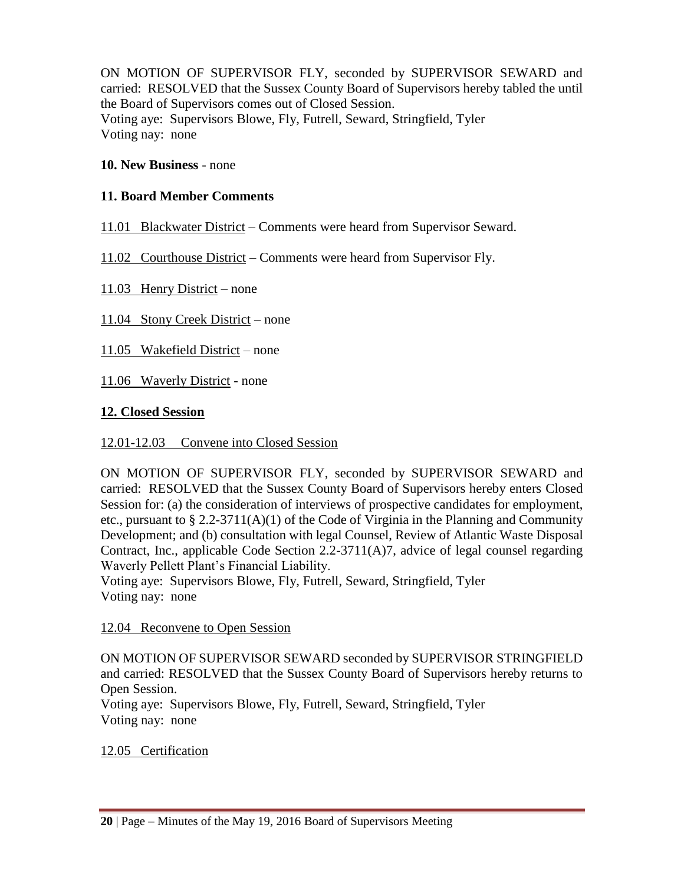ON MOTION OF SUPERVISOR FLY, seconded by SUPERVISOR SEWARD and carried: RESOLVED that the Sussex County Board of Supervisors hereby tabled the until the Board of Supervisors comes out of Closed Session.
Voting aye: Supervisors Blowe, Fly, Futrell, Seward, Stringfield, Tyler
Voting nay: none

**10. New Business** - none

**11. Board Member Comments**

11.01 Blackwater District – Comments were heard from Supervisor Seward.

11.02 Courthouse District – Comments were heard from Supervisor Fly.

11.03 Henry District – none

11.04 Stony Creek District – none

11.05 Wakefield District – none

11.06 Waverly District - none

**12. Closed Session**

12.01-12.03 Convene into Closed Session

ON MOTION OF SUPERVISOR FLY, seconded by SUPERVISOR SEWARD and carried: RESOLVED that the Sussex County Board of Supervisors hereby enters Closed Session for: (a) the consideration of interviews of prospective candidates for employment, etc., pursuant to § 2.2-3711(A)(1) of the Code of Virginia in the Planning and Community Development; and (b) consultation with legal Counsel, Review of Atlantic Waste Disposal Contract, Inc., applicable Code Section 2.2-3711(A)7, advice of legal counsel regarding Waverly Pellett Plant's Financial Liability.
Voting aye: Supervisors Blowe, Fly, Futrell, Seward, Stringfield, Tyler
Voting nay: none

12.04 Reconvene to Open Session

ON MOTION OF SUPERVISOR SEWARD seconded by SUPERVISOR STRINGFIELD and carried: RESOLVED that the Sussex County Board of Supervisors hereby returns to Open Session.
Voting aye: Supervisors Blowe, Fly, Futrell, Seward, Stringfield, Tyler
Voting nay: none

12.05 Certification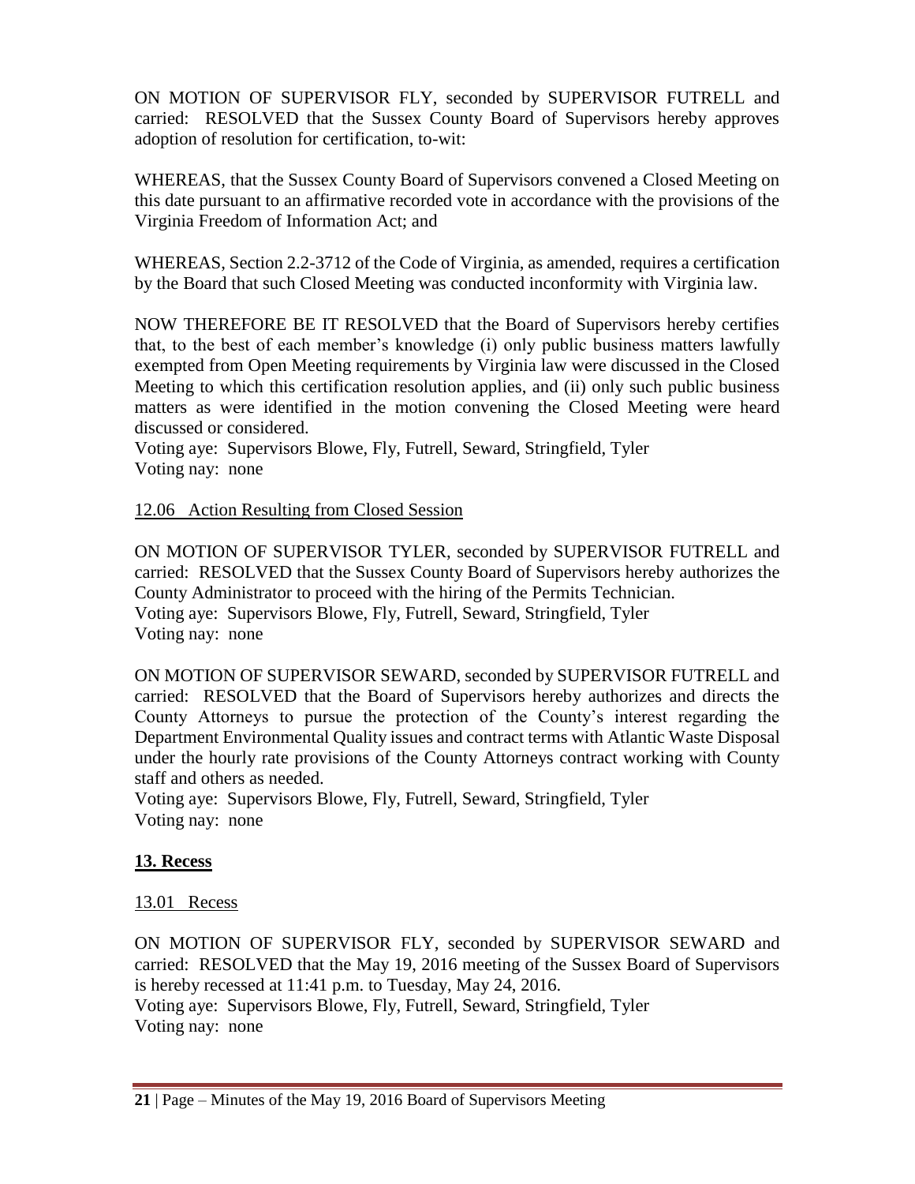ON MOTION OF SUPERVISOR FLY, seconded by SUPERVISOR FUTRELL and carried: RESOLVED that the Sussex County Board of Supervisors hereby approves adoption of resolution for certification, to-wit:

WHEREAS, that the Sussex County Board of Supervisors convened a Closed Meeting on this date pursuant to an affirmative recorded vote in accordance with the provisions of the Virginia Freedom of Information Act; and

WHEREAS, Section 2.2-3712 of the Code of Virginia, as amended, requires a certification by the Board that such Closed Meeting was conducted inconformity with Virginia law.

NOW THEREFORE BE IT RESOLVED that the Board of Supervisors hereby certifies that, to the best of each member's knowledge (i) only public business matters lawfully exempted from Open Meeting requirements by Virginia law were discussed in the Closed Meeting to which this certification resolution applies, and (ii) only such public business matters as were identified in the motion convening the Closed Meeting were heard discussed or considered.
Voting aye: Supervisors Blowe, Fly, Futrell, Seward, Stringfield, Tyler
Voting nay: none

12.06 Action Resulting from Closed Session

ON MOTION OF SUPERVISOR TYLER, seconded by SUPERVISOR FUTRELL and carried: RESOLVED that the Sussex County Board of Supervisors hereby authorizes the County Administrator to proceed with the hiring of the Permits Technician.
Voting aye: Supervisors Blowe, Fly, Futrell, Seward, Stringfield, Tyler
Voting nay: none

ON MOTION OF SUPERVISOR SEWARD, seconded by SUPERVISOR FUTRELL and carried: RESOLVED that the Board of Supervisors hereby authorizes and directs the County Attorneys to pursue the protection of the County's interest regarding the Department Environmental Quality issues and contract terms with Atlantic Waste Disposal under the hourly rate provisions of the County Attorneys contract working with County staff and others as needed.
Voting aye: Supervisors Blowe, Fly, Futrell, Seward, Stringfield, Tyler
Voting nay: none

## 13. Recess

13.01 Recess

ON MOTION OF SUPERVISOR FLY, seconded by SUPERVISOR SEWARD and carried: RESOLVED that the May 19, 2016 meeting of the Sussex Board of Supervisors is hereby recessed at 11:41 p.m. to Tuesday, May 24, 2016.
Voting aye: Supervisors Blowe, Fly, Futrell, Seward, Stringfield, Tyler
Voting nay: none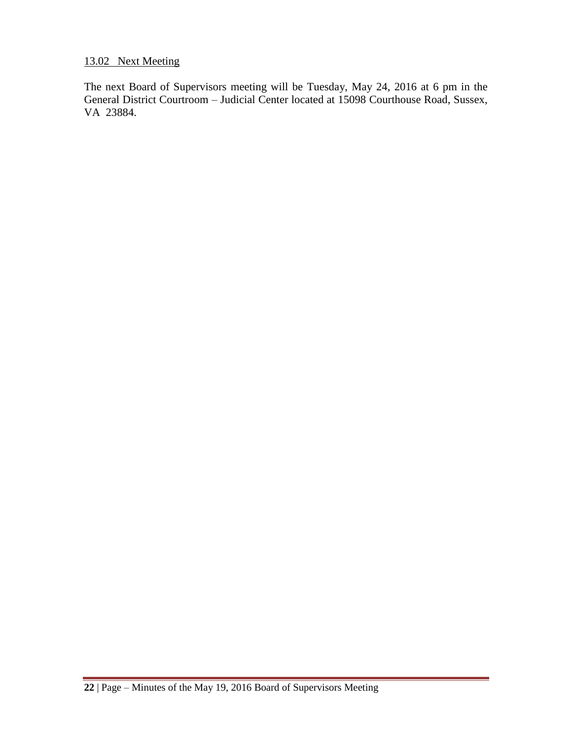13.02 Next Meeting

The next Board of Supervisors meeting will be Tuesday, May 24, 2016 at 6 pm in the General District Courtroom – Judicial Center located at 15098 Courthouse Road, Sussex, VA 23884.